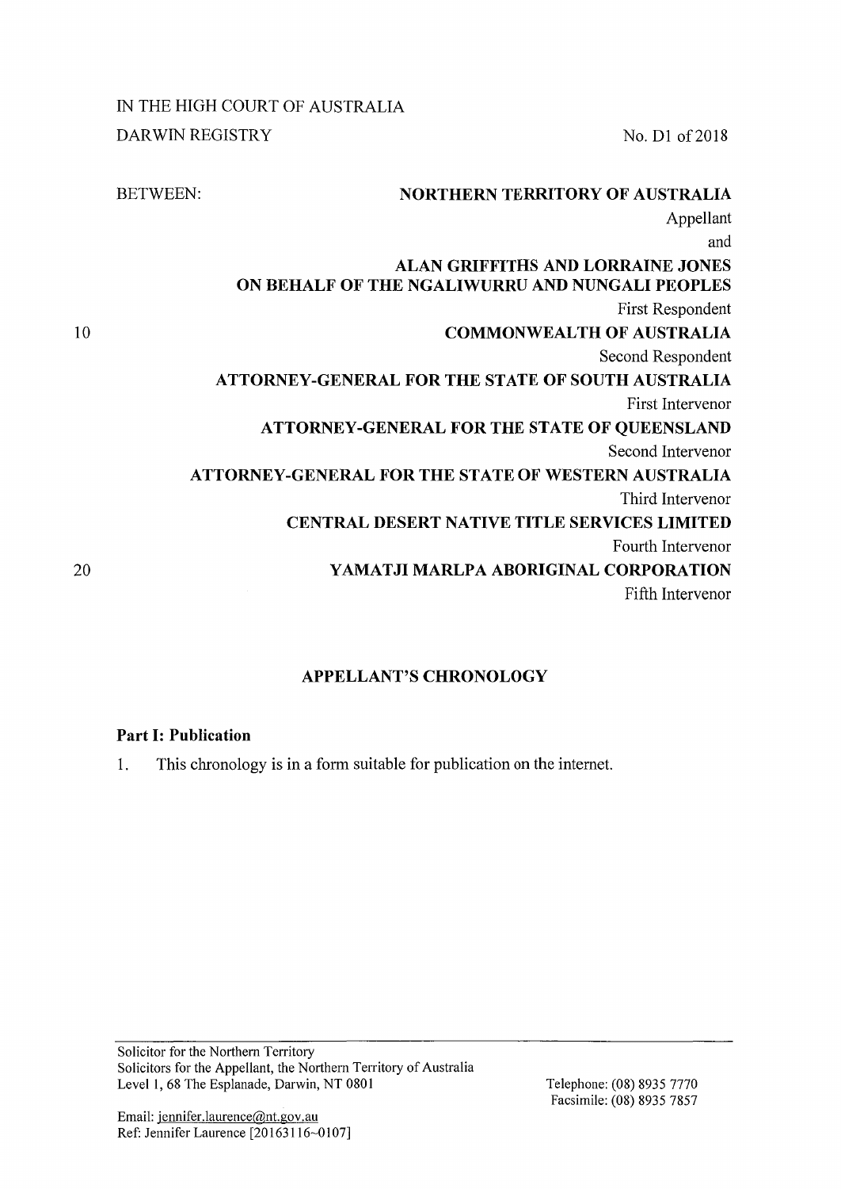IN THE HIGH COURT OF AUSTRALIA

DARWIN REGISTRY

No. D1 of 2018

BETWEEN:

**NORTHERN TERRITORY OF AUSTRALIA**

Appellant

and

**ALAN GRIFFITHS AND LORRAINE JONES ON BEHALF OF THE NGALIWURRU AND NUNGALI PEOPLES**

First Respondent

**COMMONWEALTH OF AUSTRALIA**

Second Respondent

**ATTORNEY-GENERAL FOR THE STATE OF SOUTH AUSTRALIA**

First Intervenor

**ATTORNEY-GENERAL FOR THE STATE OF QUEENSLAND**

Second Intervenor

**ATTORNEY-GENERAL FOR THE STATE OF WESTERN AUSTRALIA**

Third Intervenor

**CENTRAL DESERT NATIVE TITLE SERVICES LIMITED**

Fourth Intervenor

**YAMATJI MARLPA ABORIGINAL CORPORATION**

Fifth Intervenor

## APPELLANT'S CHRONOLOGY

### Part I: Publication

1. This chronology is in a form suitable for publication on the internet.

Solicitor for the Northern Territory
Solicitors for the Appellant, the Northern Territory of Australia
Level 1, 68 The Esplanade, Darwin, NT 0801

Telephone: (08) 8935 7770
Facsimile: (08) 8935 7857

Email: jennifer.laurence@nt.gov.au
Ref: Jennifer Laurence [20163116~0107]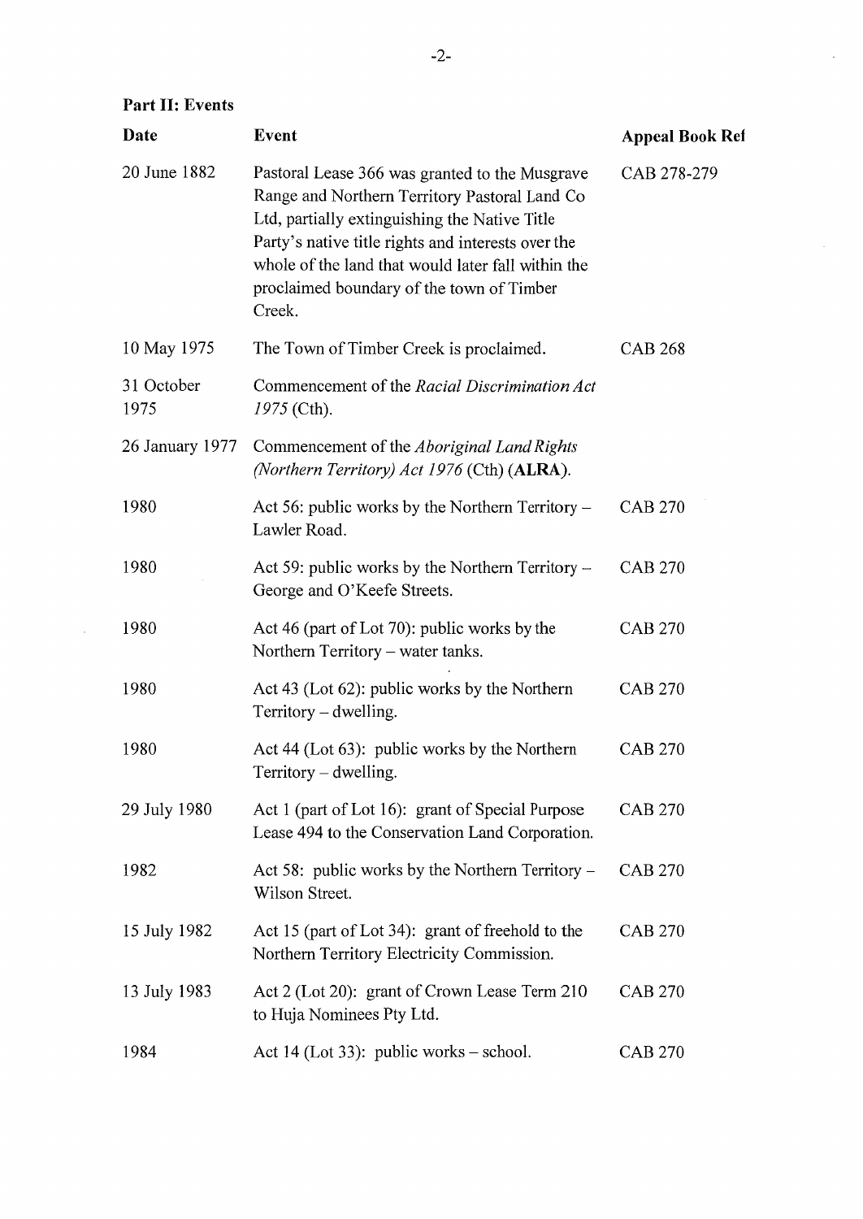**Part II: Events**

| Date | Event | Appeal Book Ref |
| --- | --- | --- |
| 20 June 1882 | Pastoral Lease 366 was granted to the Musgrave Range and Northern Territory Pastoral Land Co Ltd, partially extinguishing the Native Title Party's native title rights and interests over the whole of the land that would later fall within the proclaimed boundary of the town of Timber Creek. | CAB 278-279 |
| 10 May 1975 | The Town of Timber Creek is proclaimed. | CAB 268 |
| 31 October 1975 | Commencement of the *Racial Discrimination Act 1975* (Cth). | |
| 26 January 1977 | Commencement of the *Aboriginal Land Rights (Northern Territory) Act 1976* (Cth) (**ALRA**). | |
| 1980 | Act 56: public works by the Northern Territory – Lawler Road. | CAB 270 |
| 1980 | Act 59: public works by the Northern Territory – George and O'Keefe Streets. | CAB 270 |
| 1980 | Act 46 (part of Lot 70): public works by the Northern Territory – water tanks. | CAB 270 |
| 1980 | Act 43 (Lot 62): public works by the Northern Territory – dwelling. | CAB 270 |
| 1980 | Act 44 (Lot 63): public works by the Northern Territory – dwelling. | CAB 270 |
| 29 July 1980 | Act 1 (part of Lot 16): grant of Special Purpose Lease 494 to the Conservation Land Corporation. | CAB 270 |
| 1982 | Act 58: public works by the Northern Territory – Wilson Street. | CAB 270 |
| 15 July 1982 | Act 15 (part of Lot 34): grant of freehold to the Northern Territory Electricity Commission. | CAB 270 |
| 13 July 1983 | Act 2 (Lot 20): grant of Crown Lease Term 210 to Huja Nominees Pty Ltd. | CAB 270 |
| 1984 | Act 14 (Lot 33): public works – school. | CAB 270 |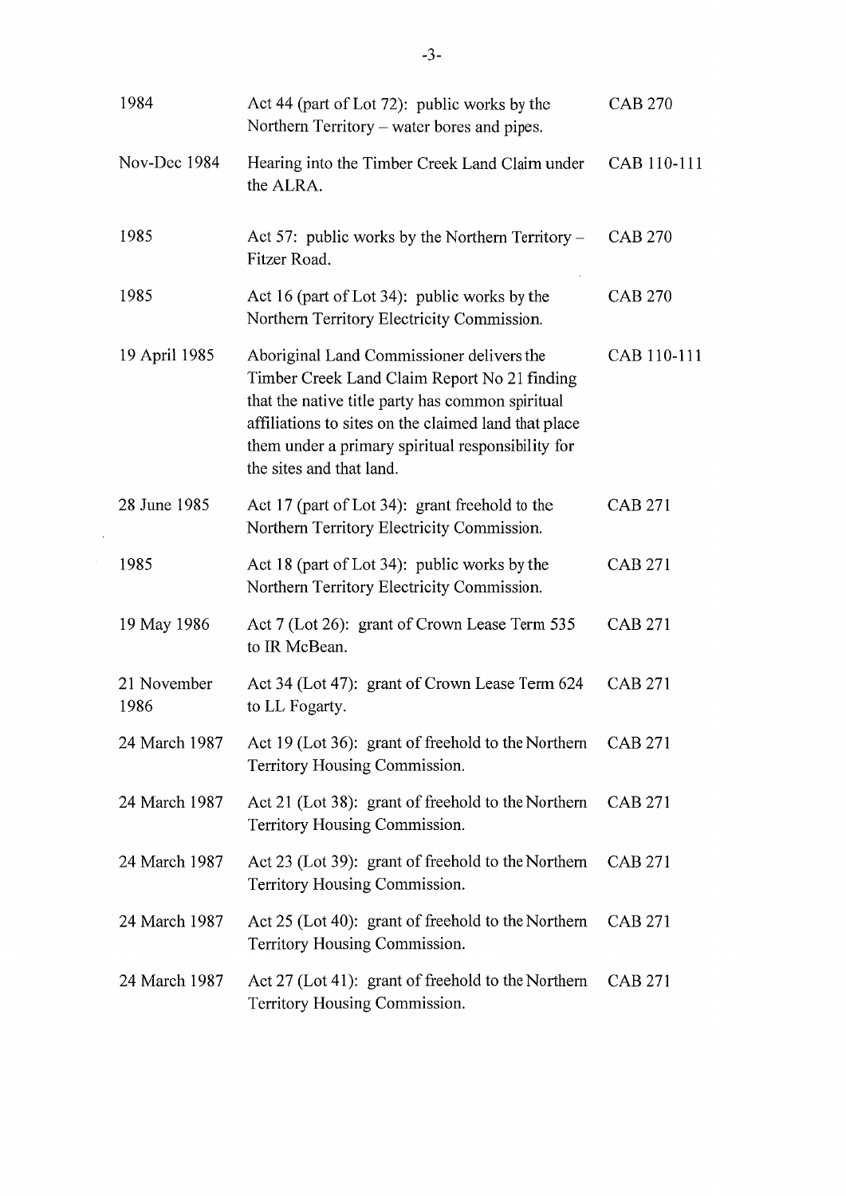| | | |
|---|---|---|
| 1984 | Act 44 (part of Lot 72): public works by the Northern Territory – water bores and pipes. | CAB 270 |
| Nov-Dec 1984 | Hearing into the Timber Creek Land Claim under the ALRA. | CAB 110-111 |
| 1985 | Act 57: public works by the Northern Territory – Fitzer Road. | CAB 270 |
| 1985 | Act 16 (part of Lot 34): public works by the Northern Territory Electricity Commission. | CAB 270 |
| 19 April 1985 | Aboriginal Land Commissioner delivers the Timber Creek Land Claim Report No 21 finding that the native title party has common spiritual affiliations to sites on the claimed land that place them under a primary spiritual responsibility for the sites and that land. | CAB 110-111 |
| 28 June 1985 | Act 17 (part of Lot 34): grant freehold to the Northern Territory Electricity Commission. | CAB 271 |
| 1985 | Act 18 (part of Lot 34): public works by the Northern Territory Electricity Commission. | CAB 271 |
| 19 May 1986 | Act 7 (Lot 26): grant of Crown Lease Term 535 to IR McBean. | CAB 271 |
| 21 November 1986 | Act 34 (Lot 47): grant of Crown Lease Term 624 to LL Fogarty. | CAB 271 |
| 24 March 1987 | Act 19 (Lot 36): grant of freehold to the Northern Territory Housing Commission. | CAB 271 |
| 24 March 1987 | Act 21 (Lot 38): grant of freehold to the Northern Territory Housing Commission. | CAB 271 |
| 24 March 1987 | Act 23 (Lot 39): grant of freehold to the Northern Territory Housing Commission. | CAB 271 |
| 24 March 1987 | Act 25 (Lot 40): grant of freehold to the Northern Territory Housing Commission. | CAB 271 |
| 24 March 1987 | Act 27 (Lot 41): grant of freehold to the Northern Territory Housing Commission. | CAB 271 |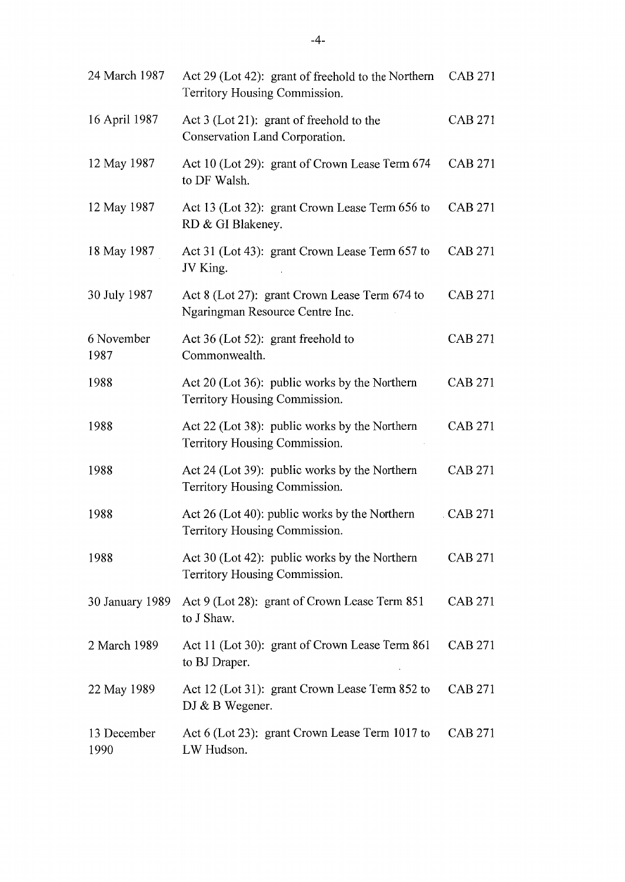| | | |
|---|---|---|
| 24 March 1987 | Act 29 (Lot 42): grant of freehold to the Northern Territory Housing Commission. | CAB 271 |
| 16 April 1987 | Act 3 (Lot 21): grant of freehold to the Conservation Land Corporation. | CAB 271 |
| 12 May 1987 | Act 10 (Lot 29): grant of Crown Lease Term 674 to DF Walsh. | CAB 271 |
| 12 May 1987 | Act 13 (Lot 32): grant Crown Lease Term 656 to RD & GI Blakeney. | CAB 271 |
| 18 May 1987 | Act 31 (Lot 43): grant Crown Lease Term 657 to JV King. | CAB 271 |
| 30 July 1987 | Act 8 (Lot 27): grant Crown Lease Term 674 to Ngaringman Resource Centre Inc. | CAB 271 |
| 6 November 1987 | Act 36 (Lot 52): grant freehold to Commonwealth. | CAB 271 |
| 1988 | Act 20 (Lot 36): public works by the Northern Territory Housing Commission. | CAB 271 |
| 1988 | Act 22 (Lot 38): public works by the Northern Territory Housing Commission. | CAB 271 |
| 1988 | Act 24 (Lot 39): public works by the Northern Territory Housing Commission. | CAB 271 |
| 1988 | Act 26 (Lot 40): public works by the Northern Territory Housing Commission. | CAB 271 |
| 1988 | Act 30 (Lot 42): public works by the Northern Territory Housing Commission. | CAB 271 |
| 30 January 1989 | Act 9 (Lot 28): grant of Crown Lease Term 851 to J Shaw. | CAB 271 |
| 2 March 1989 | Act 11 (Lot 30): grant of Crown Lease Term 861 to BJ Draper. | CAB 271 |
| 22 May 1989 | Act 12 (Lot 31): grant Crown Lease Term 852 to DJ & B Wegener. | CAB 271 |
| 13 December 1990 | Act 6 (Lot 23): grant Crown Lease Term 1017 to LW Hudson. | CAB 271 |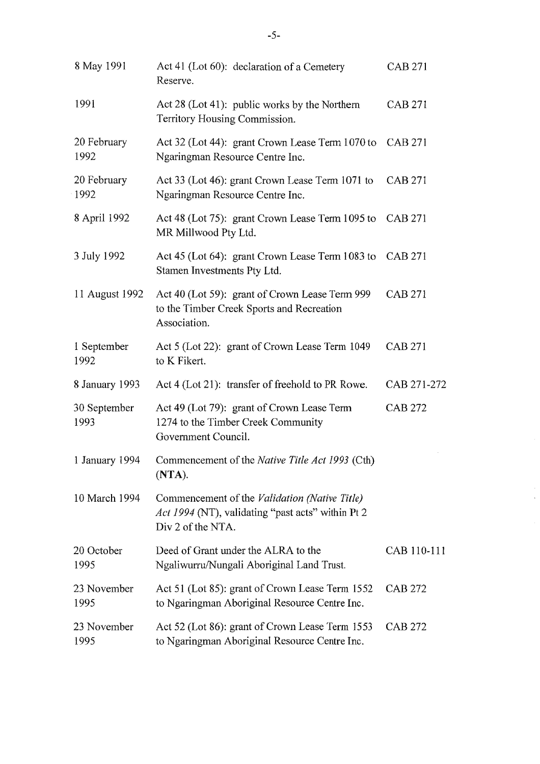| | | |
|---|---|---|
| 8 May 1991 | Act 41 (Lot 60): declaration of a Cemetery Reserve. | CAB 271 |
| 1991 | Act 28 (Lot 41): public works by the Northern Territory Housing Commission. | CAB 271 |
| 20 February 1992 | Act 32 (Lot 44): grant Crown Lease Term 1070 to Ngaringman Resource Centre Inc. | CAB 271 |
| 20 February 1992 | Act 33 (Lot 46): grant Crown Lease Term 1071 to Ngaringman Resource Centre Inc. | CAB 271 |
| 8 April 1992 | Act 48 (Lot 75): grant Crown Lease Term 1095 to MR Millwood Pty Ltd. | CAB 271 |
| 3 July 1992 | Act 45 (Lot 64): grant Crown Lease Term 1083 to Stamen Investments Pty Ltd. | CAB 271 |
| 11 August 1992 | Act 40 (Lot 59): grant of Crown Lease Term 999 to the Timber Creek Sports and Recreation Association. | CAB 271 |
| 1 September 1992 | Act 5 (Lot 22): grant of Crown Lease Term 1049 to K Fikert. | CAB 271 |
| 8 January 1993 | Act 4 (Lot 21): transfer of freehold to PR Rowe. | CAB 271-272 |
| 30 September 1993 | Act 49 (Lot 79): grant of Crown Lease Term 1274 to the Timber Creek Community Government Council. | CAB 272 |
| 1 January 1994 | Commencement of the *Native Title Act 1993* (Cth) (**NTA**). | |
| 10 March 1994 | Commencement of the *Validation (Native Title) Act 1994* (NT), validating "past acts" within Pt 2 Div 2 of the NTA. | |
| 20 October 1995 | Deed of Grant under the ALRA to the Ngaliwurru/Nungali Aboriginal Land Trust. | CAB 110-111 |
| 23 November 1995 | Act 51 (Lot 85): grant of Crown Lease Term 1552 to Ngaringman Aboriginal Resource Centre Inc. | CAB 272 |
| 23 November 1995 | Act 52 (Lot 86): grant of Crown Lease Term 1553 to Ngaringman Aboriginal Resource Centre Inc. | CAB 272 |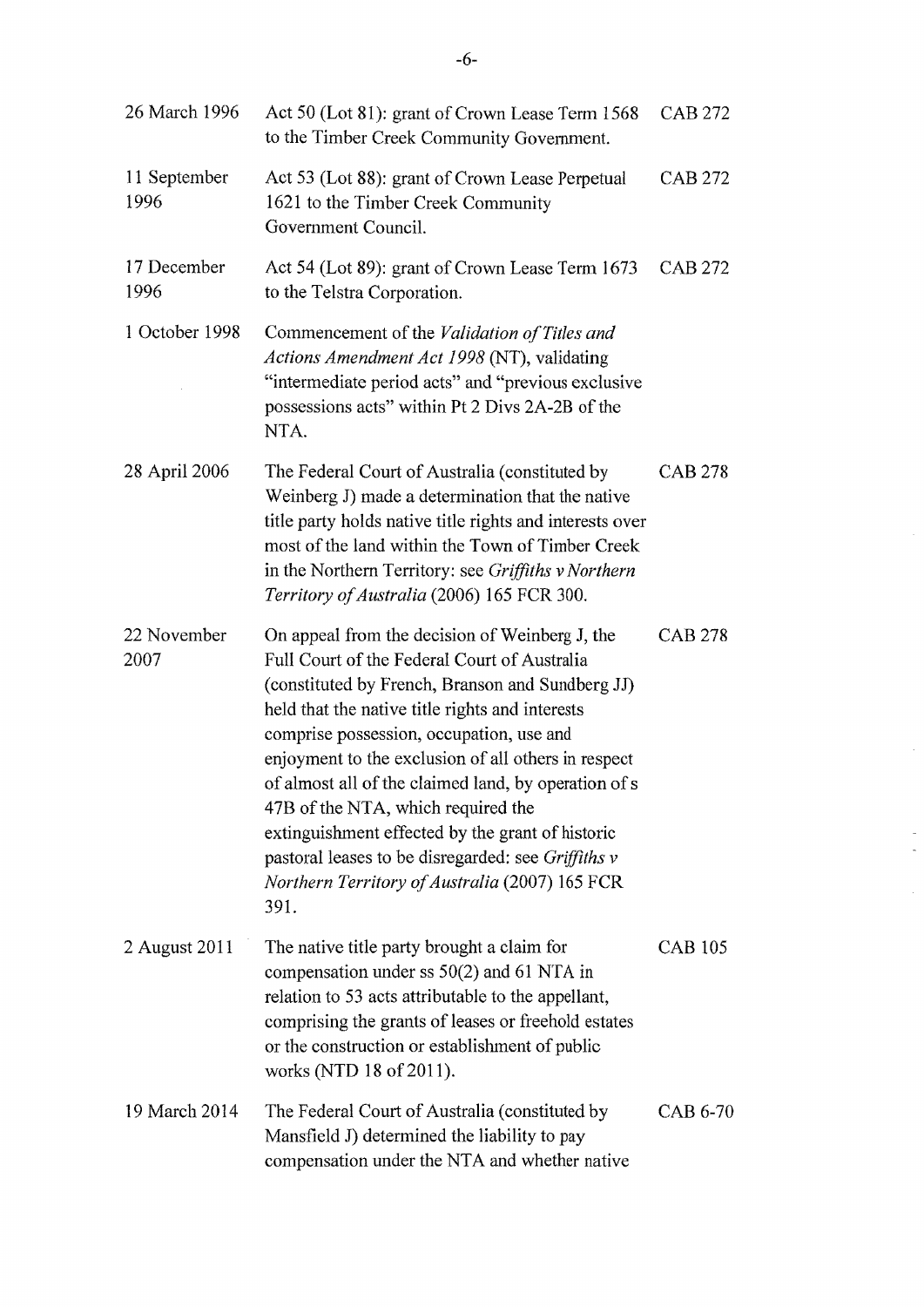| | | |
|---|---|---|
| 26 March 1996 | Act 50 (Lot 81): grant of Crown Lease Term 1568 to the Timber Creek Community Government. | CAB 272 |
| 11 September 1996 | Act 53 (Lot 88): grant of Crown Lease Perpetual 1621 to the Timber Creek Community Government Council. | CAB 272 |
| 17 December 1996 | Act 54 (Lot 89): grant of Crown Lease Term 1673 to the Telstra Corporation. | CAB 272 |
| 1 October 1998 | Commencement of the *Validation of Titles and Actions Amendment Act 1998* (NT), validating "intermediate period acts" and "previous exclusive possessions acts" within Pt 2 Divs 2A-2B of the NTA. | |
| 28 April 2006 | The Federal Court of Australia (constituted by Weinberg J) made a determination that the native title party holds native title rights and interests over most of the land within the Town of Timber Creek in the Northern Territory: see *Griffiths v Northern Territory of Australia* (2006) 165 FCR 300. | CAB 278 |
| 22 November 2007 | On appeal from the decision of Weinberg J, the Full Court of the Federal Court of Australia (constituted by French, Branson and Sundberg JJ) held that the native title rights and interests comprise possession, occupation, use and enjoyment to the exclusion of all others in respect of almost all of the claimed land, by operation of s 47B of the NTA, which required the extinguishment effected by the grant of historic pastoral leases to be disregarded: see *Griffiths v Northern Territory of Australia* (2007) 165 FCR 391. | CAB 278 |
| 2 August 2011 | The native title party brought a claim for compensation under ss 50(2) and 61 NTA in relation to 53 acts attributable to the appellant, comprising the grants of leases or freehold estates or the construction or establishment of public works (NTD 18 of 2011). | CAB 105 |
| 19 March 2014 | The Federal Court of Australia (constituted by Mansfield J) determined the liability to pay compensation under the NTA and whether native | CAB 6-70 |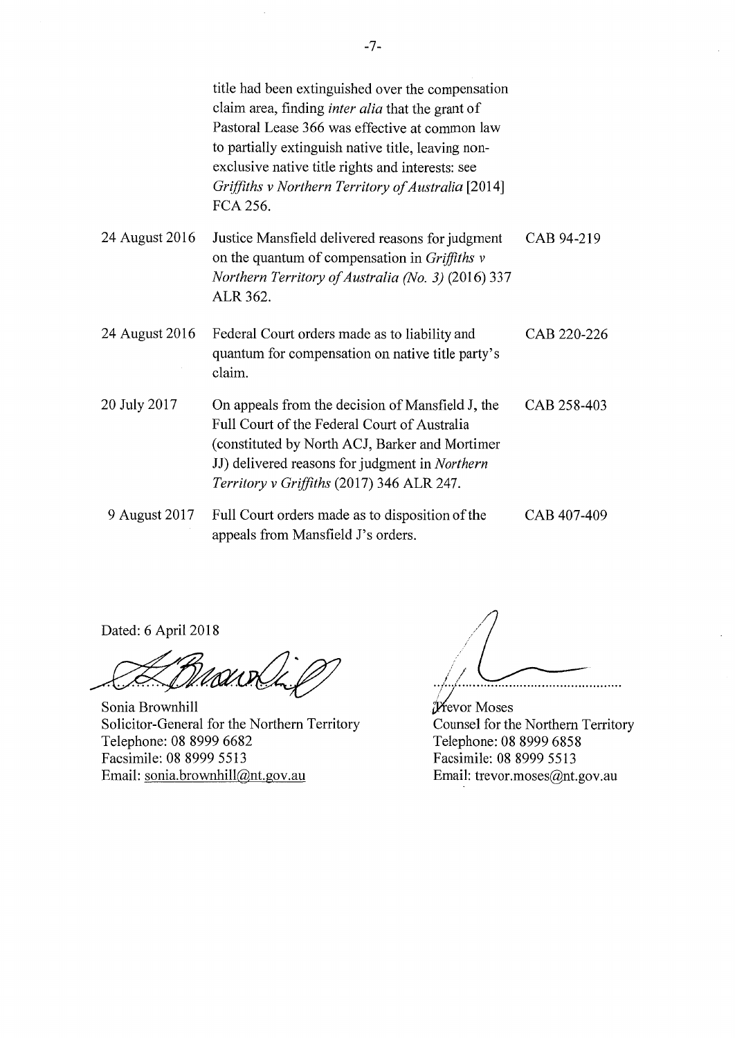| | | |
|---|---|---|
| | title had been extinguished over the compensation claim area, finding *inter alia* that the grant of Pastoral Lease 366 was effective at common law to partially extinguish native title, leaving non-exclusive native title rights and interests: see *Griffiths v Northern Territory of Australia* [2014] FCA 256. | |
| 24 August 2016 | Justice Mansfield delivered reasons for judgment on the quantum of compensation in *Griffiths v Northern Territory of Australia (No. 3)* (2016) 337 ALR 362. | CAB 94-219 |
| 24 August 2016 | Federal Court orders made as to liability and quantum for compensation on native title party's claim. | CAB 220-226 |
| 20 July 2017 | On appeals from the decision of Mansfield J, the Full Court of the Federal Court of Australia (constituted by North ACJ, Barker and Mortimer JJ) delivered reasons for judgment in *Northern Territory v Griffiths* (2017) 346 ALR 247. | CAB 258-403 |
| 9 August 2017 | Full Court orders made as to disposition of the appeals from Mansfield J's orders. | CAB 407-409 |

Dated: 6 April 2018

Sonia Brownhill
Solicitor-General for the Northern Territory
Telephone: 08 8999 6682
Facsimile: 08 8999 5513
Email: sonia.brownhill@nt.gov.au

Trevor Moses
Counsel for the Northern Territory
Telephone: 08 8999 6858
Facsimile: 08 8999 5513
Email: trevor.moses@nt.gov.au